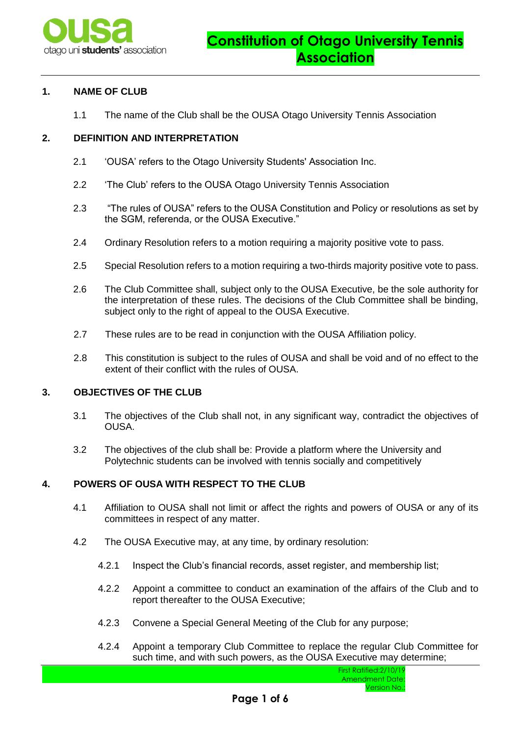# Constitution of Otago University Tennis Association

## 1. NAME OF CLUB

1.1 The name of the Club shall be the OUSA Otago University Tennis Association

## 2. DEFINITION AND INTERPRETATION

2.1 'OUSA' refers to the Otago University Students' Association Inc.

2.2 'The Club' refers to the OUSA Otago University Tennis Association

2.3 "The rules of OUSA" refers to the OUSA Constitution and Policy or resolutions as set by the SGM, referenda, or the OUSA Executive."

2.4 Ordinary Resolution refers to a motion requiring a majority positive vote to pass.

2.5 Special Resolution refers to a motion requiring a two-thirds majority positive vote to pass.

2.6 The Club Committee shall, subject only to the OUSA Executive, be the sole authority for the interpretation of these rules. The decisions of the Club Committee shall be binding, subject only to the right of appeal to the OUSA Executive.

2.7 These rules are to be read in conjunction with the OUSA Affiliation policy.

2.8 This constitution is subject to the rules of OUSA and shall be void and of no effect to the extent of their conflict with the rules of OUSA.

## 3. OBJECTIVES OF THE CLUB

3.1 The objectives of the Club shall not, in any significant way, contradict the objectives of OUSA.

3.2 The objectives of the club shall be: Provide a platform where the University and Polytechnic students can be involved with tennis socially and competitively

## 4. POWERS OF OUSA WITH RESPECT TO THE CLUB

4.1 Affiliation to OUSA shall not limit or affect the rights and powers of OUSA or any of its committees in respect of any matter.

4.2 The OUSA Executive may, at any time, by ordinary resolution:

4.2.1 Inspect the Club's financial records, asset register, and membership list;

4.2.2 Appoint a committee to conduct an examination of the affairs of the Club and to report thereafter to the OUSA Executive;

4.2.3 Convene a Special General Meeting of the Club for any purpose;

4.2.4 Appoint a temporary Club Committee to replace the regular Club Committee for such time, and with such powers, as the OUSA Executive may determine;

First Ratified:2/10/19
Amendment Date:
Version No.: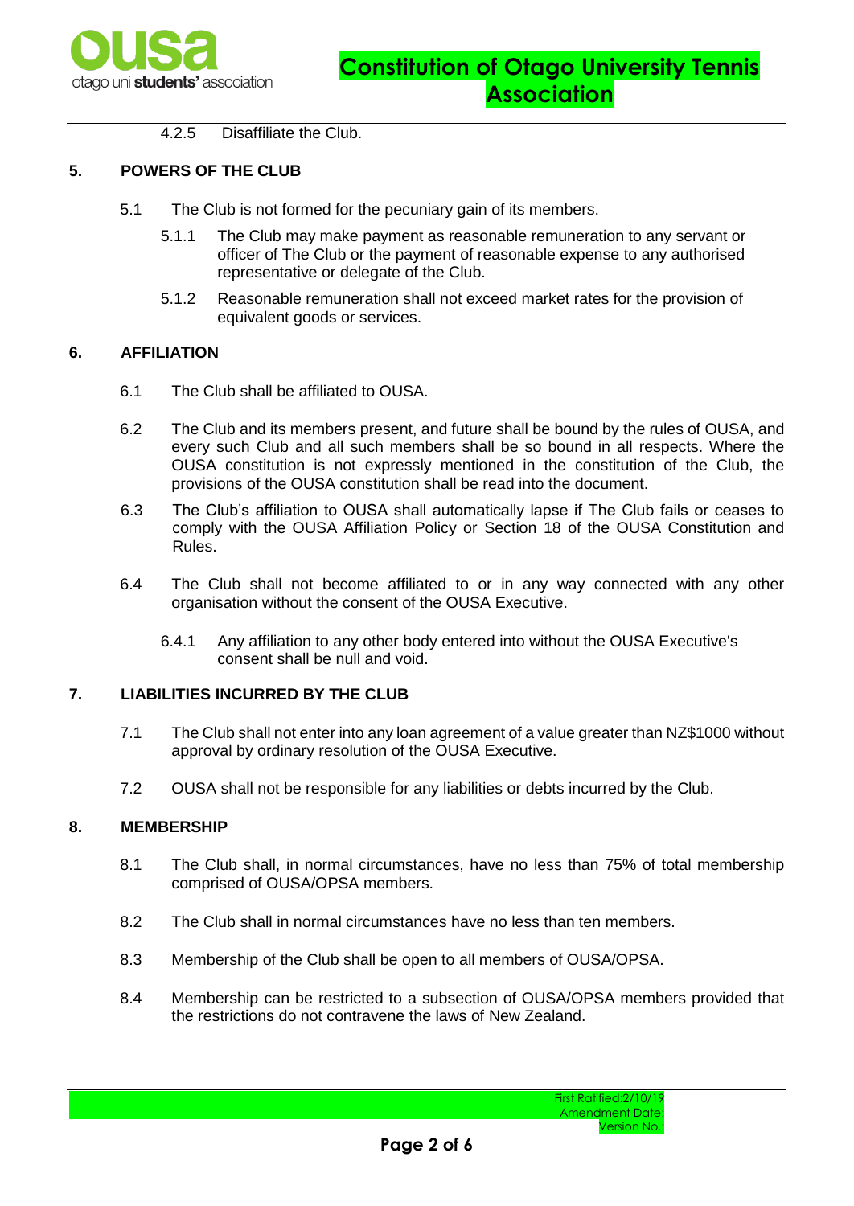4.2.5 Disaffiliate the Club.

## 5. POWERS OF THE CLUB

5.1 The Club is not formed for the pecuniary gain of its members.

5.1.1 The Club may make payment as reasonable remuneration to any servant or officer of The Club or the payment of reasonable expense to any authorised representative or delegate of the Club.

5.1.2 Reasonable remuneration shall not exceed market rates for the provision of equivalent goods or services.

## 6. AFFILIATION

6.1 The Club shall be affiliated to OUSA.

6.2 The Club and its members present, and future shall be bound by the rules of OUSA, and every such Club and all such members shall be so bound in all respects. Where the OUSA constitution is not expressly mentioned in the constitution of the Club, the provisions of the OUSA constitution shall be read into the document.

6.3 The Club's affiliation to OUSA shall automatically lapse if The Club fails or ceases to comply with the OUSA Affiliation Policy or Section 18 of the OUSA Constitution and Rules.

6.4 The Club shall not become affiliated to or in any way connected with any other organisation without the consent of the OUSA Executive.

6.4.1 Any affiliation to any other body entered into without the OUSA Executive's consent shall be null and void.

## 7. LIABILITIES INCURRED BY THE CLUB

7.1 The Club shall not enter into any loan agreement of a value greater than NZ$1000 without approval by ordinary resolution of the OUSA Executive.

7.2 OUSA shall not be responsible for any liabilities or debts incurred by the Club.

## 8. MEMBERSHIP

8.1 The Club shall, in normal circumstances, have no less than 75% of total membership comprised of OUSA/OPSA members.

8.2 The Club shall in normal circumstances have no less than ten members.

8.3 Membership of the Club shall be open to all members of OUSA/OPSA.

8.4 Membership can be restricted to a subsection of OUSA/OPSA members provided that the restrictions do not contravene the laws of New Zealand.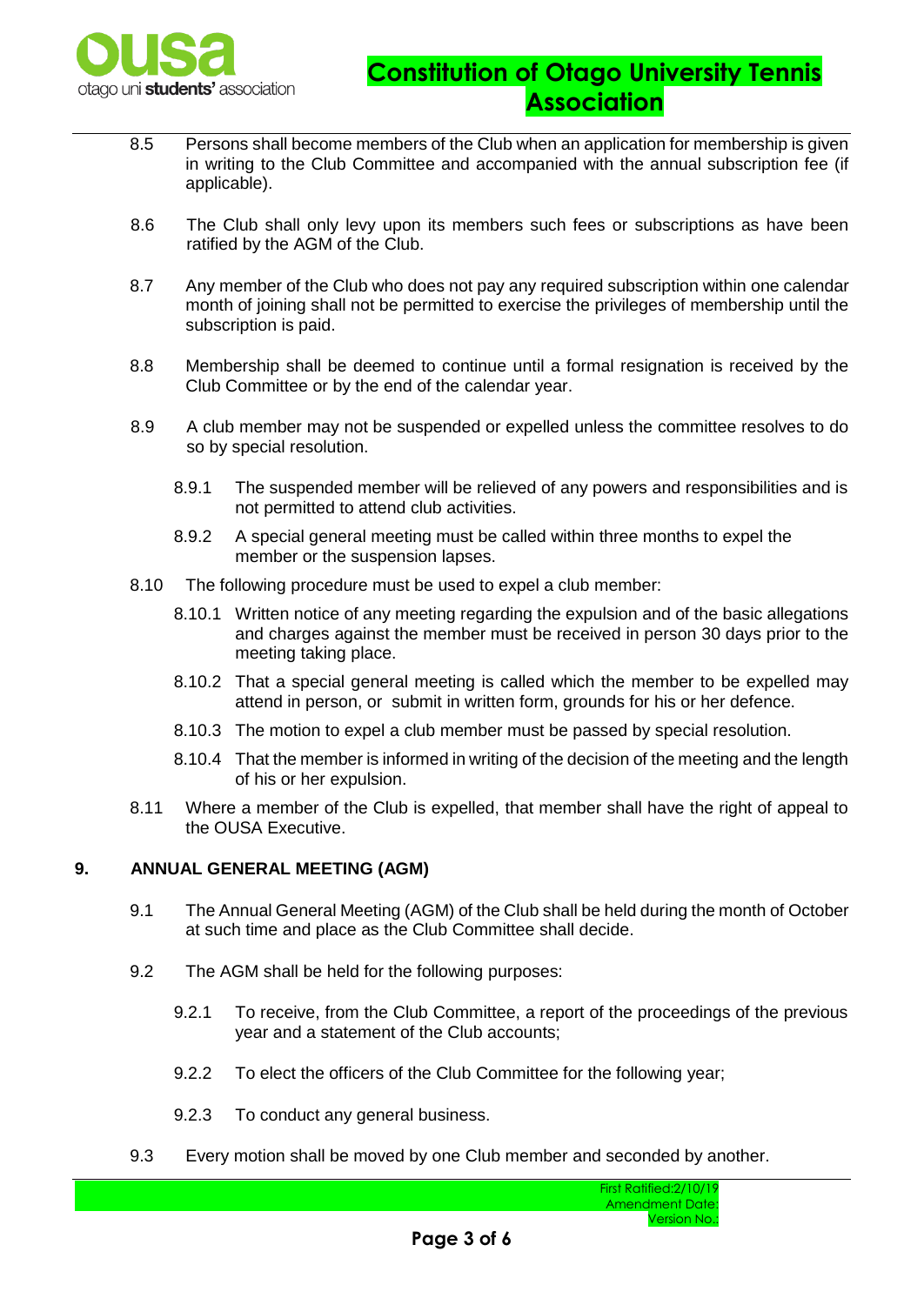8.5 Persons shall become members of the Club when an application for membership is given in writing to the Club Committee and accompanied with the annual subscription fee (if applicable).

8.6 The Club shall only levy upon its members such fees or subscriptions as have been ratified by the AGM of the Club.

8.7 Any member of the Club who does not pay any required subscription within one calendar month of joining shall not be permitted to exercise the privileges of membership until the subscription is paid.

8.8 Membership shall be deemed to continue until a formal resignation is received by the Club Committee or by the end of the calendar year.

8.9 A club member may not be suspended or expelled unless the committee resolves to do so by special resolution.

8.9.1 The suspended member will be relieved of any powers and responsibilities and is not permitted to attend club activities.

8.9.2 A special general meeting must be called within three months to expel the member or the suspension lapses.

8.10 The following procedure must be used to expel a club member:

8.10.1 Written notice of any meeting regarding the expulsion and of the basic allegations and charges against the member must be received in person 30 days prior to the meeting taking place.

8.10.2 That a special general meeting is called which the member to be expelled may attend in person, or submit in written form, grounds for his or her defence.

8.10.3 The motion to expel a club member must be passed by special resolution.

8.10.4 That the member is informed in writing of the decision of the meeting and the length of his or her expulsion.

8.11 Where a member of the Club is expelled, that member shall have the right of appeal to the OUSA Executive.

## 9. ANNUAL GENERAL MEETING (AGM)

9.1 The Annual General Meeting (AGM) of the Club shall be held during the month of October at such time and place as the Club Committee shall decide.

9.2 The AGM shall be held for the following purposes:

9.2.1 To receive, from the Club Committee, a report of the proceedings of the previous year and a statement of the Club accounts;

9.2.2 To elect the officers of the Club Committee for the following year;

9.2.3 To conduct any general business.

9.3 Every motion shall be moved by one Club member and seconded by another.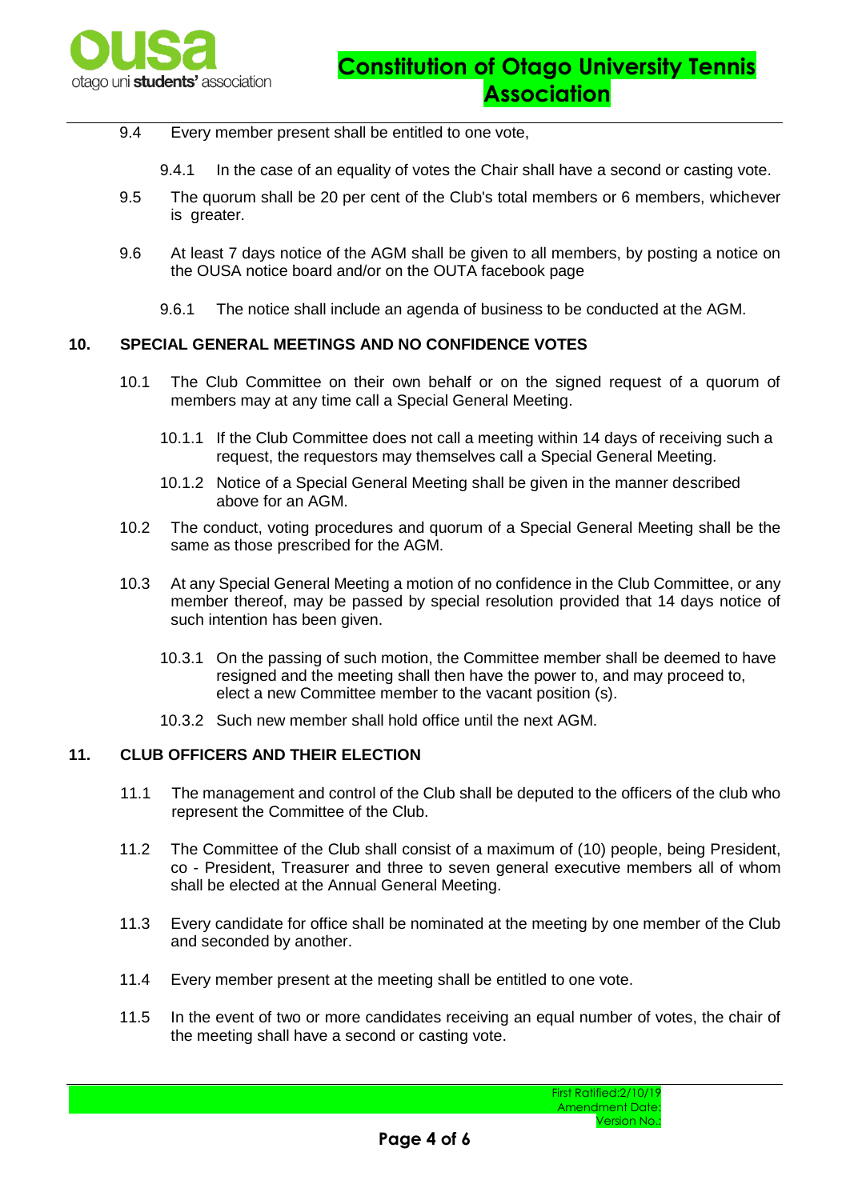9.4 Every member present shall be entitled to one vote,

9.4.1 In the case of an equality of votes the Chair shall have a second or casting vote.

9.5 The quorum shall be 20 per cent of the Club's total members or 6 members, whichever is greater.

9.6 At least 7 days notice of the AGM shall be given to all members, by posting a notice on the OUSA notice board and/or on the OUTA facebook page

9.6.1 The notice shall include an agenda of business to be conducted at the AGM.

## 10. SPECIAL GENERAL MEETINGS AND NO CONFIDENCE VOTES

10.1 The Club Committee on their own behalf or on the signed request of a quorum of members may at any time call a Special General Meeting.

10.1.1 If the Club Committee does not call a meeting within 14 days of receiving such a request, the requestors may themselves call a Special General Meeting.

10.1.2 Notice of a Special General Meeting shall be given in the manner described above for an AGM.

10.2 The conduct, voting procedures and quorum of a Special General Meeting shall be the same as those prescribed for the AGM.

10.3 At any Special General Meeting a motion of no confidence in the Club Committee, or any member thereof, may be passed by special resolution provided that 14 days notice of such intention has been given.

10.3.1 On the passing of such motion, the Committee member shall be deemed to have resigned and the meeting shall then have the power to, and may proceed to, elect a new Committee member to the vacant position (s).

10.3.2 Such new member shall hold office until the next AGM.

## 11. CLUB OFFICERS AND THEIR ELECTION

11.1 The management and control of the Club shall be deputed to the officers of the club who represent the Committee of the Club.

11.2 The Committee of the Club shall consist of a maximum of (10) people, being President, co - President, Treasurer and three to seven general executive members all of whom shall be elected at the Annual General Meeting.

11.3 Every candidate for office shall be nominated at the meeting by one member of the Club and seconded by another.

11.4 Every member present at the meeting shall be entitled to one vote.

11.5 In the event of two or more candidates receiving an equal number of votes, the chair of the meeting shall have a second or casting vote.

First Ratified:2/10/19
Amendment Date:
Version No.: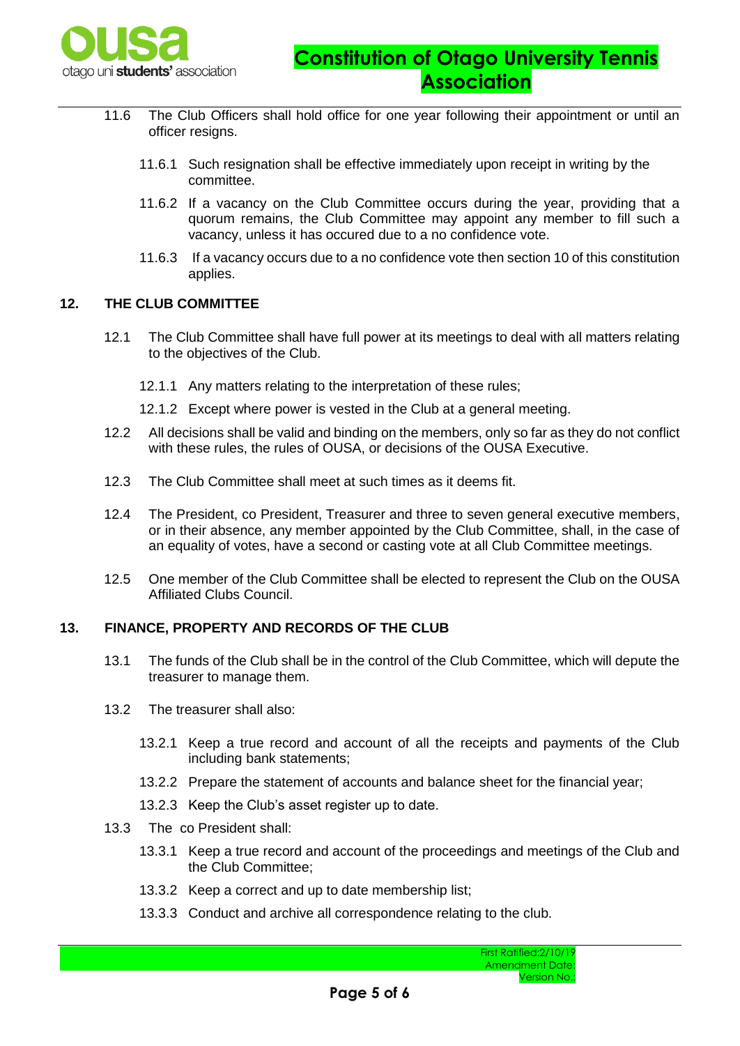11.6 The Club Officers shall hold office for one year following their appointment or until an officer resigns.

11.6.1 Such resignation shall be effective immediately upon receipt in writing by the committee.

11.6.2 If a vacancy on the Club Committee occurs during the year, providing that a quorum remains, the Club Committee may appoint any member to fill such a vacancy, unless it has occured due to a no confidence vote.

11.6.3 If a vacancy occurs due to a no confidence vote then section 10 of this constitution applies.

## 12. THE CLUB COMMITTEE

12.1 The Club Committee shall have full power at its meetings to deal with all matters relating to the objectives of the Club.

12.1.1 Any matters relating to the interpretation of these rules;

12.1.2 Except where power is vested in the Club at a general meeting.

12.2 All decisions shall be valid and binding on the members, only so far as they do not conflict with these rules, the rules of OUSA, or decisions of the OUSA Executive.

12.3 The Club Committee shall meet at such times as it deems fit.

12.4 The President, co President, Treasurer and three to seven general executive members, or in their absence, any member appointed by the Club Committee, shall, in the case of an equality of votes, have a second or casting vote at all Club Committee meetings.

12.5 One member of the Club Committee shall be elected to represent the Club on the OUSA Affiliated Clubs Council.

## 13. FINANCE, PROPERTY AND RECORDS OF THE CLUB

13.1 The funds of the Club shall be in the control of the Club Committee, which will depute the treasurer to manage them.

13.2 The treasurer shall also:

13.2.1 Keep a true record and account of all the receipts and payments of the Club including bank statements;

13.2.2 Prepare the statement of accounts and balance sheet for the financial year;

13.2.3 Keep the Club's asset register up to date.

13.3 The co President shall:

13.3.1 Keep a true record and account of the proceedings and meetings of the Club and the Club Committee;

13.3.2 Keep a correct and up to date membership list;

13.3.3 Conduct and archive all correspondence relating to the club.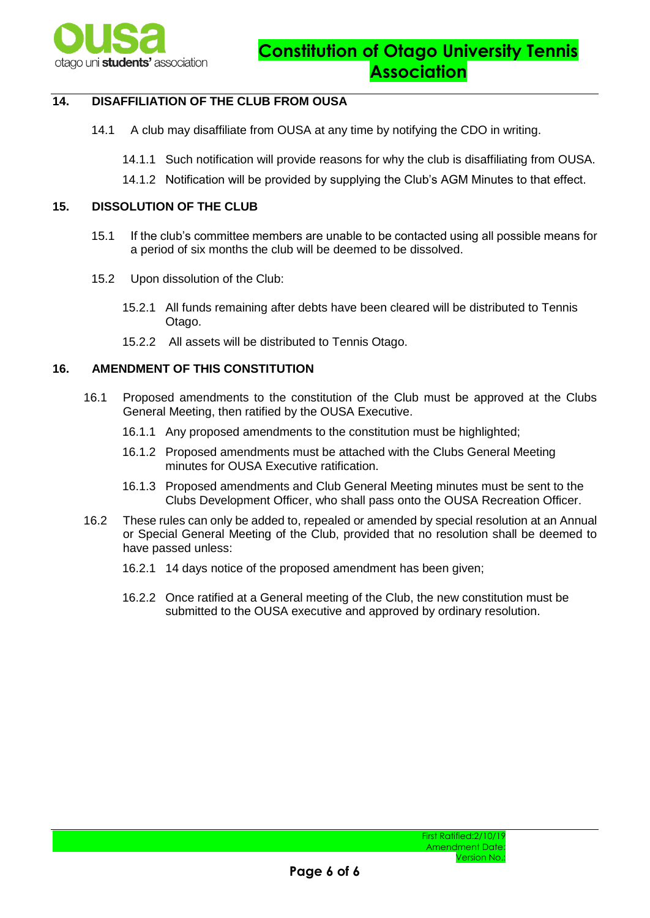## 14. DISAFFILIATION OF THE CLUB FROM OUSA

14.1 A club may disaffiliate from OUSA at any time by notifying the CDO in writing.

14.1.1 Such notification will provide reasons for why the club is disaffiliating from OUSA.

14.1.2 Notification will be provided by supplying the Club's AGM Minutes to that effect.

## 15. DISSOLUTION OF THE CLUB

15.1 If the club's committee members are unable to be contacted using all possible means for a period of six months the club will be deemed to be dissolved.

15.2 Upon dissolution of the Club:

15.2.1 All funds remaining after debts have been cleared will be distributed to Tennis Otago.

15.2.2 All assets will be distributed to Tennis Otago.

## 16. AMENDMENT OF THIS CONSTITUTION

16.1 Proposed amendments to the constitution of the Club must be approved at the Clubs General Meeting, then ratified by the OUSA Executive.

16.1.1 Any proposed amendments to the constitution must be highlighted;

16.1.2 Proposed amendments must be attached with the Clubs General Meeting minutes for OUSA Executive ratification.

16.1.3 Proposed amendments and Club General Meeting minutes must be sent to the Clubs Development Officer, who shall pass onto the OUSA Recreation Officer.

16.2 These rules can only be added to, repealed or amended by special resolution at an Annual or Special General Meeting of the Club, provided that no resolution shall be deemed to have passed unless:

16.2.1 14 days notice of the proposed amendment has been given;

16.2.2 Once ratified at a General meeting of the Club, the new constitution must be submitted to the OUSA executive and approved by ordinary resolution.

First Ratified:2/10/19
Amendment Date:
Version No.: